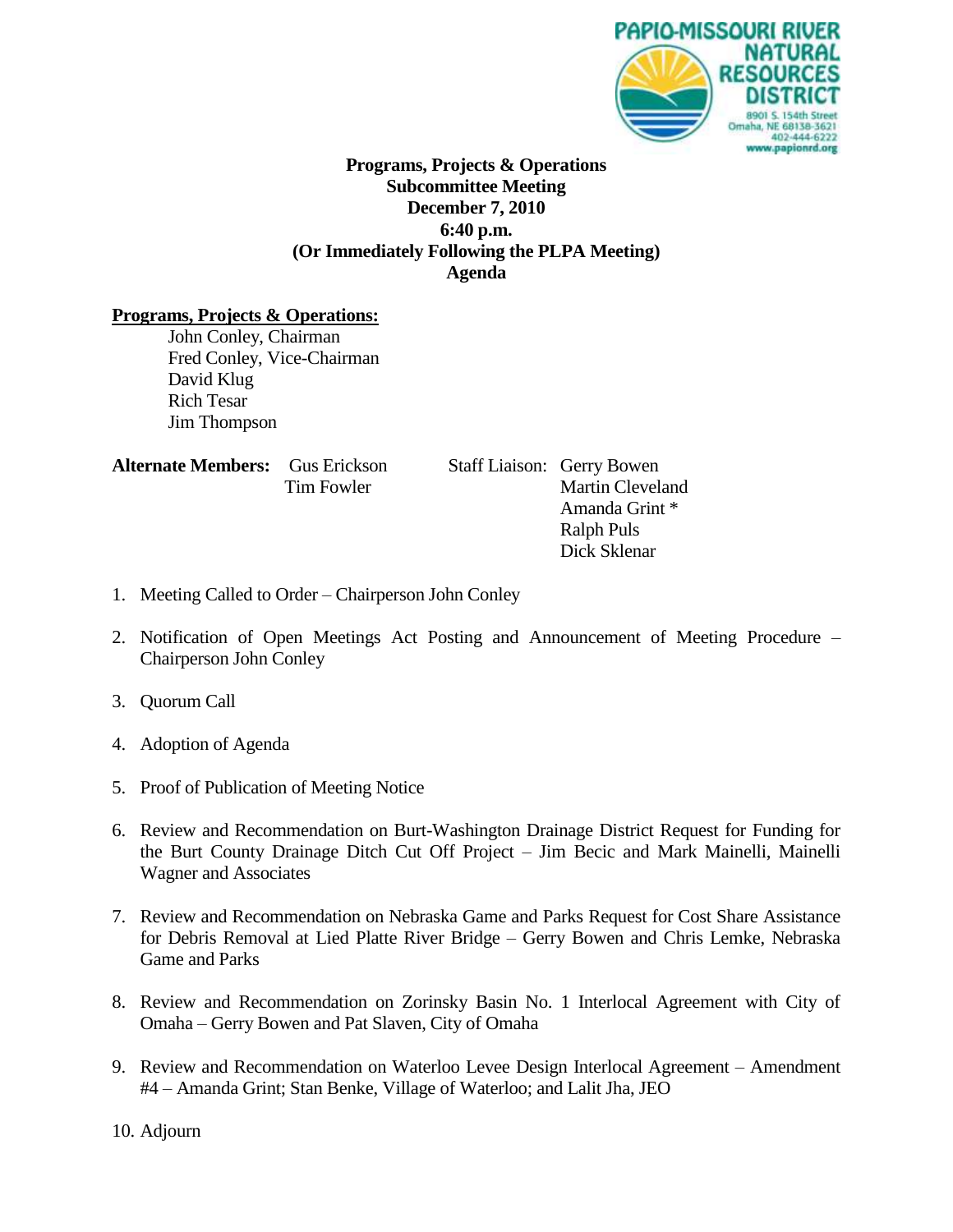PAPIO-MISSOURI RIVER NATURAL RESOURCES DISTRICT
8901 S. 154th Street
Omaha, NE 68138-3621
402-444-6222
www.papionrd.org

**Programs, Projects & Operations**
**Subcommittee Meeting**
**December 7, 2010**
**6:40 p.m.**
**(Or Immediately Following the PLPA Meeting)**
**Agenda**

**Programs, Projects & Operations:**

John Conley, Chairman
Fred Conley, Vice-Chairman
David Klug
Rich Tesar
Jim Thompson

**Alternate Members:** Gus Erickson
Tim Fowler

Staff Liaison: Gerry Bowen
Martin Cleveland
Amanda Grint *
Ralph Puls
Dick Sklenar

1. Meeting Called to Order – Chairperson John Conley
2. Notification of Open Meetings Act Posting and Announcement of Meeting Procedure – Chairperson John Conley
3. Quorum Call
4. Adoption of Agenda
5. Proof of Publication of Meeting Notice
6. Review and Recommendation on Burt-Washington Drainage District Request for Funding for the Burt County Drainage Ditch Cut Off Project – Jim Becic and Mark Mainelli, Mainelli Wagner and Associates
7. Review and Recommendation on Nebraska Game and Parks Request for Cost Share Assistance for Debris Removal at Lied Platte River Bridge – Gerry Bowen and Chris Lemke, Nebraska Game and Parks
8. Review and Recommendation on Zorinsky Basin No. 1 Interlocal Agreement with City of Omaha – Gerry Bowen and Pat Slaven, City of Omaha
9. Review and Recommendation on Waterloo Levee Design Interlocal Agreement – Amendment #4 – Amanda Grint; Stan Benke, Village of Waterloo; and Lalit Jha, JEO
10. Adjourn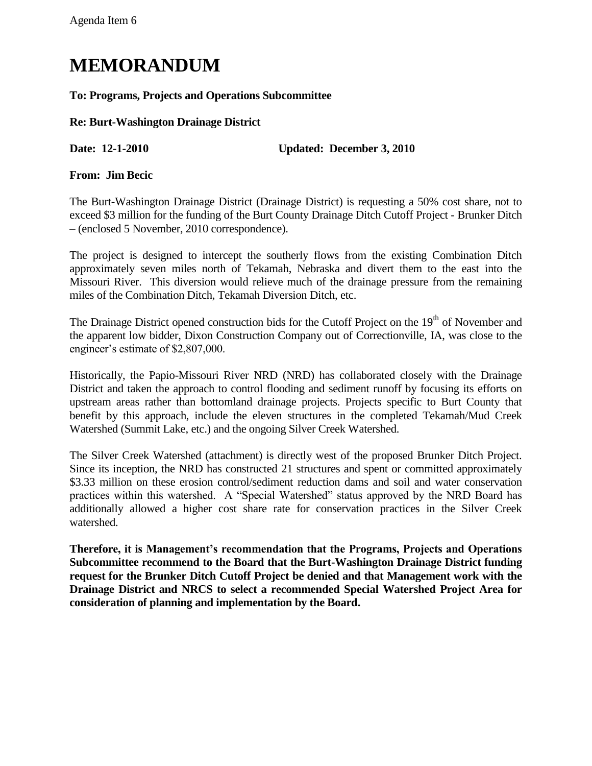Agenda Item 6

# MEMORANDUM

**To: Programs, Projects and Operations Subcommittee**

**Re: Burt-Washington Drainage District**

**Date: 12-1-2010** **Updated: December 3, 2010**

**From: Jim Becic**

The Burt-Washington Drainage District (Drainage District) is requesting a 50% cost share, not to exceed \$3 million for the funding of the Burt County Drainage Ditch Cutoff Project - Brunker Ditch – (enclosed 5 November, 2010 correspondence).

The project is designed to intercept the southerly flows from the existing Combination Ditch approximately seven miles north of Tekamah, Nebraska and divert them to the east into the Missouri River. This diversion would relieve much of the drainage pressure from the remaining miles of the Combination Ditch, Tekamah Diversion Ditch, etc.

The Drainage District opened construction bids for the Cutoff Project on the 19th of November and the apparent low bidder, Dixon Construction Company out of Correctionville, IA, was close to the engineer's estimate of \$2,807,000.

Historically, the Papio-Missouri River NRD (NRD) has collaborated closely with the Drainage District and taken the approach to control flooding and sediment runoff by focusing its efforts on upstream areas rather than bottomland drainage projects. Projects specific to Burt County that benefit by this approach, include the eleven structures in the completed Tekamah/Mud Creek Watershed (Summit Lake, etc.) and the ongoing Silver Creek Watershed.

The Silver Creek Watershed (attachment) is directly west of the proposed Brunker Ditch Project. Since its inception, the NRD has constructed 21 structures and spent or committed approximately \$3.33 million on these erosion control/sediment reduction dams and soil and water conservation practices within this watershed. A "Special Watershed" status approved by the NRD Board has additionally allowed a higher cost share rate for conservation practices in the Silver Creek watershed.

**Therefore, it is Management's recommendation that the Programs, Projects and Operations Subcommittee recommend to the Board that the Burt-Washington Drainage District funding request for the Brunker Ditch Cutoff Project be denied and that Management work with the Drainage District and NRCS to select a recommended Special Watershed Project Area for consideration of planning and implementation by the Board.**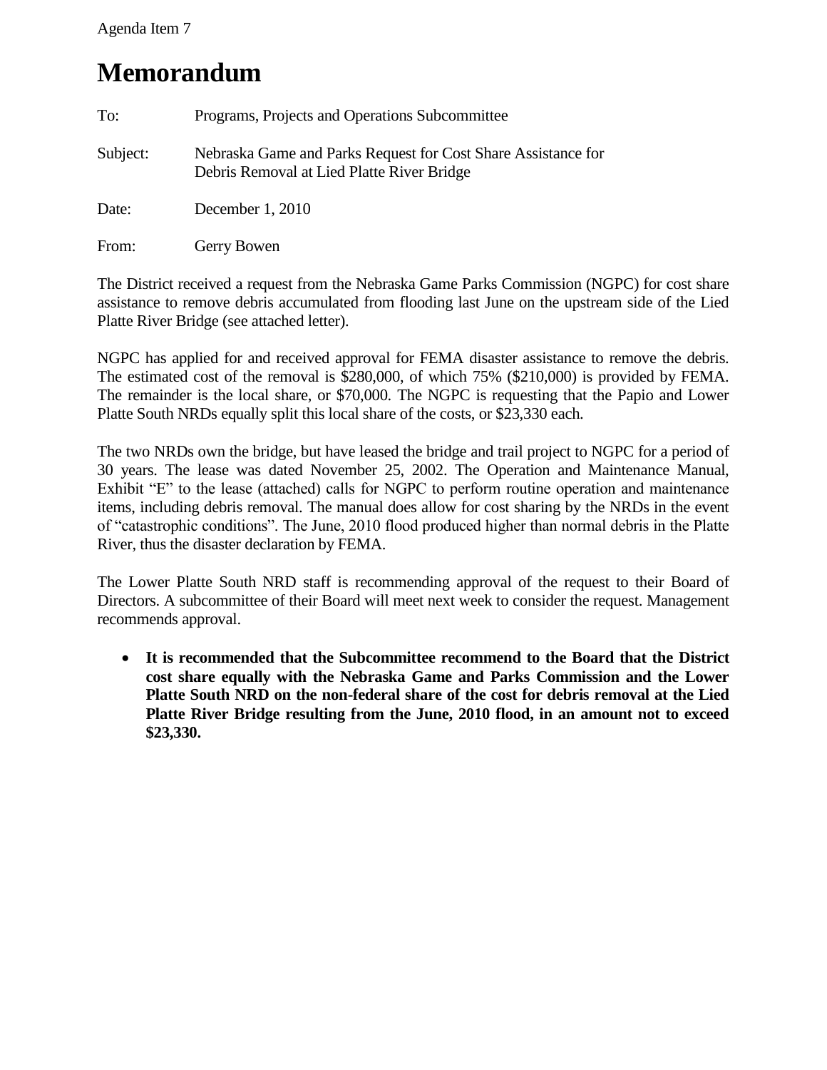Agenda Item 7

# Memorandum

To: Programs, Projects and Operations Subcommittee

Subject: Nebraska Game and Parks Request for Cost Share Assistance for Debris Removal at Lied Platte River Bridge

Date: December 1, 2010

From: Gerry Bowen

The District received a request from the Nebraska Game Parks Commission (NGPC) for cost share assistance to remove debris accumulated from flooding last June on the upstream side of the Lied Platte River Bridge (see attached letter).

NGPC has applied for and received approval for FEMA disaster assistance to remove the debris. The estimated cost of the removal is $280,000, of which 75% ($210,000) is provided by FEMA. The remainder is the local share, or $70,000. The NGPC is requesting that the Papio and Lower Platte South NRDs equally split this local share of the costs, or $23,330 each.

The two NRDs own the bridge, but have leased the bridge and trail project to NGPC for a period of 30 years. The lease was dated November 25, 2002. The Operation and Maintenance Manual, Exhibit "E" to the lease (attached) calls for NGPC to perform routine operation and maintenance items, including debris removal. The manual does allow for cost sharing by the NRDs in the event of "catastrophic conditions". The June, 2010 flood produced higher than normal debris in the Platte River, thus the disaster declaration by FEMA.

The Lower Platte South NRD staff is recommending approval of the request to their Board of Directors. A subcommittee of their Board will meet next week to consider the request. Management recommends approval.

- **It is recommended that the Subcommittee recommend to the Board that the District cost share equally with the Nebraska Game and Parks Commission and the Lower Platte South NRD on the non-federal share of the cost for debris removal at the Lied Platte River Bridge resulting from the June, 2010 flood, in an amount not to exceed $23,330.**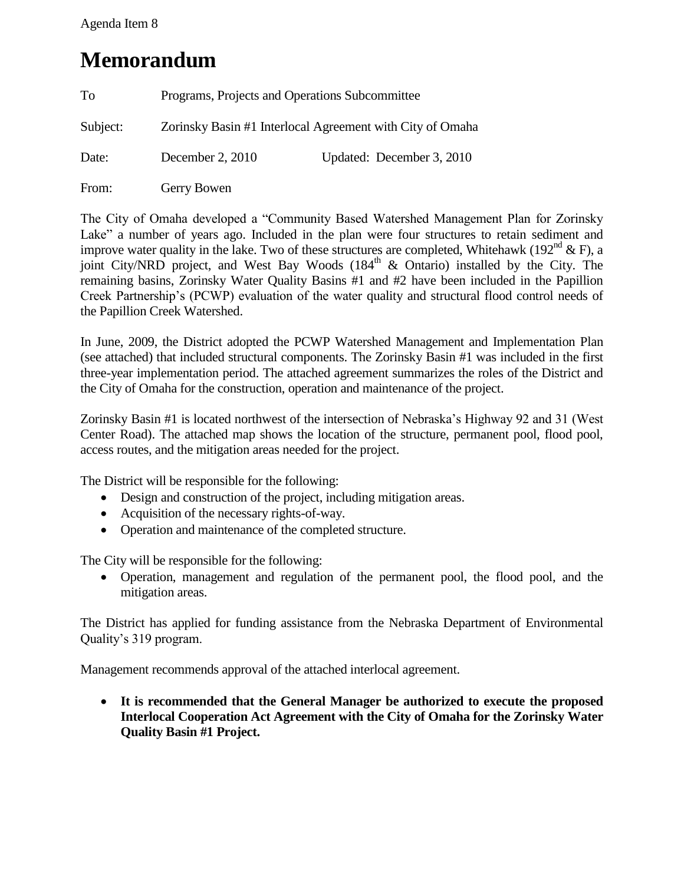Agenda Item 8

# Memorandum

To Programs, Projects and Operations Subcommittee

Subject: Zorinsky Basin #1 Interlocal Agreement with City of Omaha

Date: December 2, 2010 Updated: December 3, 2010

From: Gerry Bowen

The City of Omaha developed a "Community Based Watershed Management Plan for Zorinsky Lake" a number of years ago. Included in the plan were four structures to retain sediment and improve water quality in the lake. Two of these structures are completed, Whitehawk (192nd & F), a joint City/NRD project, and West Bay Woods (184th & Ontario) installed by the City. The remaining basins, Zorinsky Water Quality Basins #1 and #2 have been included in the Papillion Creek Partnership's (PCWP) evaluation of the water quality and structural flood control needs of the Papillion Creek Watershed.

In June, 2009, the District adopted the PCWP Watershed Management and Implementation Plan (see attached) that included structural components. The Zorinsky Basin #1 was included in the first three-year implementation period. The attached agreement summarizes the roles of the District and the City of Omaha for the construction, operation and maintenance of the project.

Zorinsky Basin #1 is located northwest of the intersection of Nebraska's Highway 92 and 31 (West Center Road). The attached map shows the location of the structure, permanent pool, flood pool, access routes, and the mitigation areas needed for the project.

The District will be responsible for the following:

- Design and construction of the project, including mitigation areas.
- Acquisition of the necessary rights-of-way.
- Operation and maintenance of the completed structure.

The City will be responsible for the following:

- Operation, management and regulation of the permanent pool, the flood pool, and the mitigation areas.

The District has applied for funding assistance from the Nebraska Department of Environmental Quality's 319 program.

Management recommends approval of the attached interlocal agreement.

- **It is recommended that the General Manager be authorized to execute the proposed Interlocal Cooperation Act Agreement with the City of Omaha for the Zorinsky Water Quality Basin #1 Project.**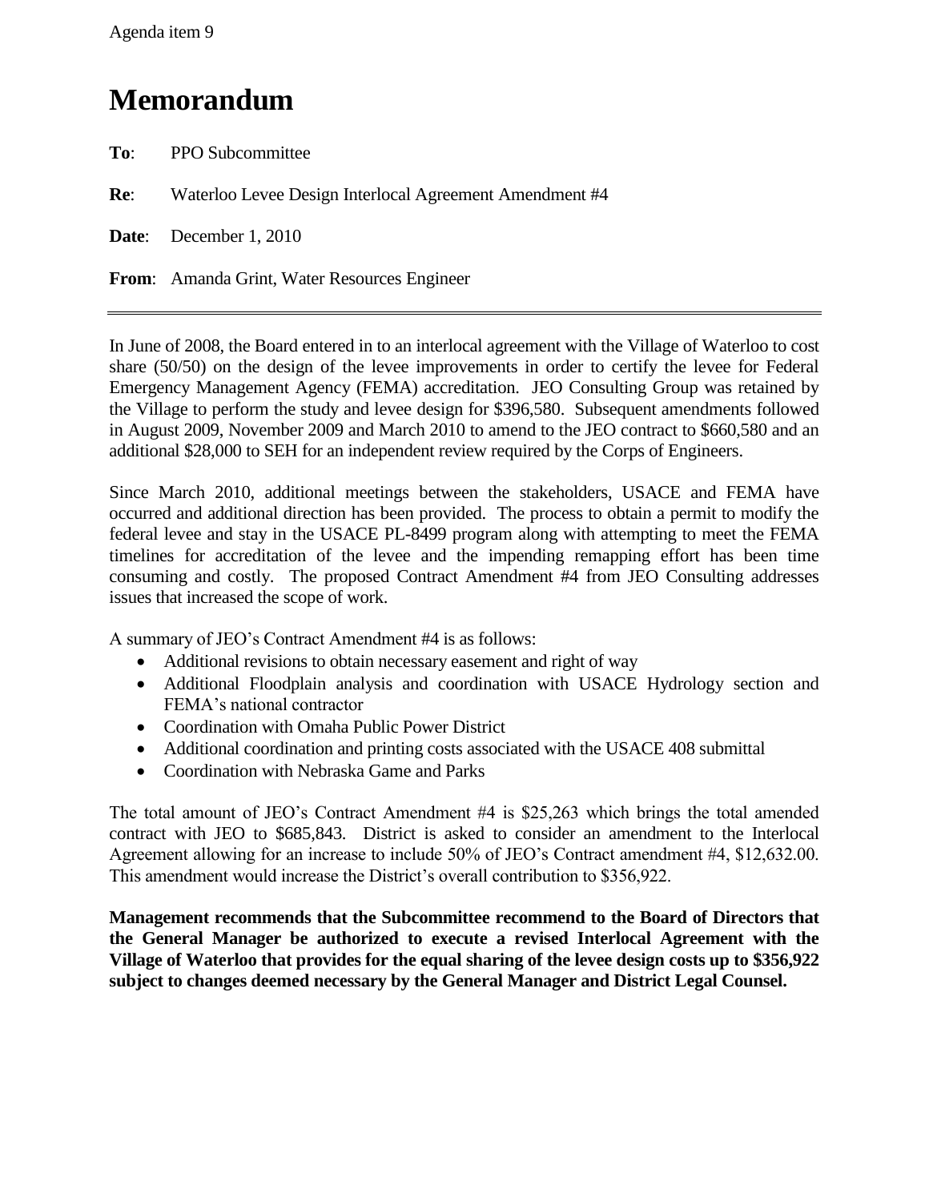Agenda item 9

# Memorandum

**To**: PPO Subcommittee

**Re**: Waterloo Levee Design Interlocal Agreement Amendment #4

**Date**: December 1, 2010

**From**: Amanda Grint, Water Resources Engineer

---

In June of 2008, the Board entered in to an interlocal agreement with the Village of Waterloo to cost share (50/50) on the design of the levee improvements in order to certify the levee for Federal Emergency Management Agency (FEMA) accreditation. JEO Consulting Group was retained by the Village to perform the study and levee design for $396,580. Subsequent amendments followed in August 2009, November 2009 and March 2010 to amend to the JEO contract to $660,580 and an additional $28,000 to SEH for an independent review required by the Corps of Engineers.

Since March 2010, additional meetings between the stakeholders, USACE and FEMA have occurred and additional direction has been provided. The process to obtain a permit to modify the federal levee and stay in the USACE PL-8499 program along with attempting to meet the FEMA timelines for accreditation of the levee and the impending remapping effort has been time consuming and costly. The proposed Contract Amendment #4 from JEO Consulting addresses issues that increased the scope of work.

A summary of JEO's Contract Amendment #4 is as follows:

- Additional revisions to obtain necessary easement and right of way
- Additional Floodplain analysis and coordination with USACE Hydrology section and FEMA's national contractor
- Coordination with Omaha Public Power District
- Additional coordination and printing costs associated with the USACE 408 submittal
- Coordination with Nebraska Game and Parks

The total amount of JEO's Contract Amendment #4 is $25,263 which brings the total amended contract with JEO to $685,843. District is asked to consider an amendment to the Interlocal Agreement allowing for an increase to include 50% of JEO's Contract amendment #4, $12,632.00. This amendment would increase the District's overall contribution to $356,922.

**Management recommends that the Subcommittee recommend to the Board of Directors that the General Manager be authorized to execute a revised Interlocal Agreement with the Village of Waterloo that provides for the equal sharing of the levee design costs up to $356,922 subject to changes deemed necessary by the General Manager and District Legal Counsel.**